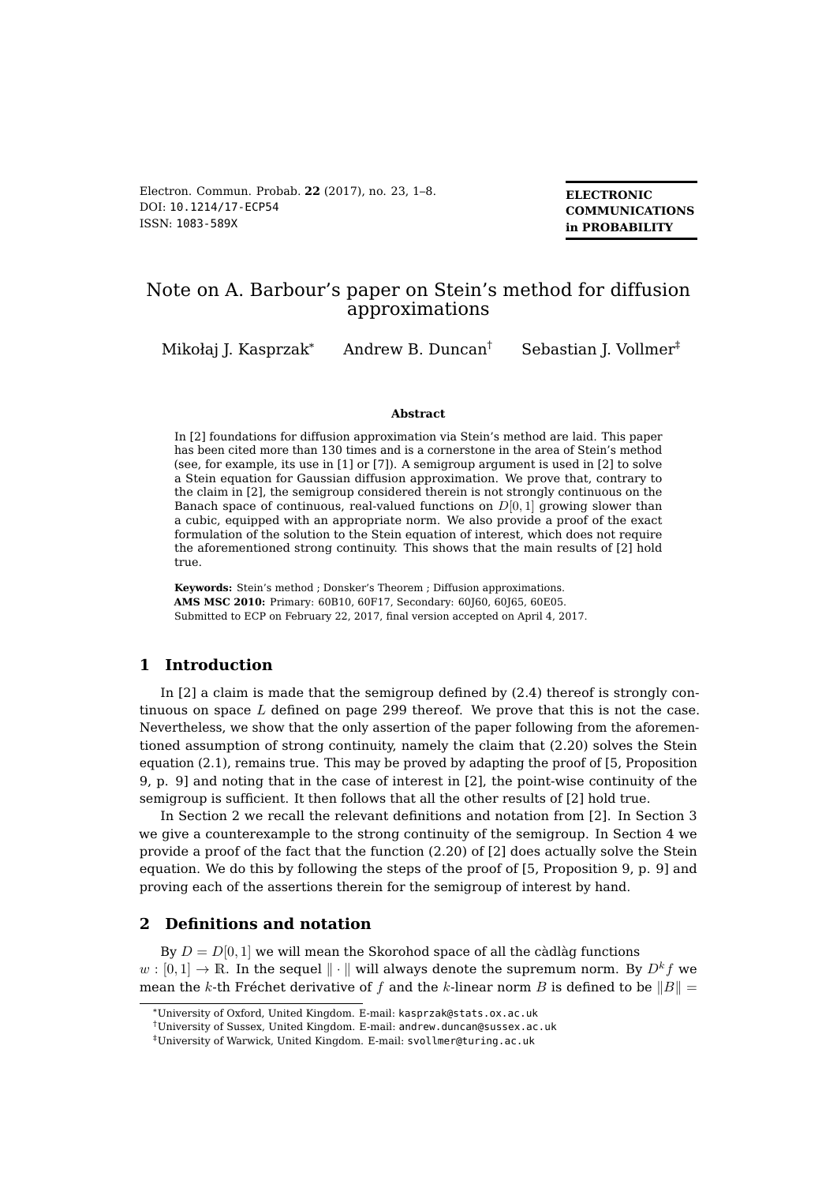# Note on A. Barbour's paper on Stein's method for diffusion approximations

Mikołaj J. Kasprzak[*] Andrew B. Duncan[†] Sebastian J. Vollmer[‡]

### Abstract

In [2] foundations for diffusion approximation via Stein's method are laid. This paper has been cited more than 130 times and is a cornerstone in the area of Stein's method (see, for example, its use in [1] or [7]). A semigroup argument is used in [2] to solve a Stein equation for Gaussian diffusion approximation. We prove that, contrary to the claim in [2], the semigroup considered therein is not strongly continuous on the Banach space of continuous, real-valued functions on $D[0,1]$ growing slower than a cubic, equipped with an appropriate norm. We also provide a proof of the exact formulation of the solution to the Stein equation of interest, which does not require the aforementioned strong continuity. This shows that the main results of [2] hold true.

**Keywords:** Stein's method ; Donsker's Theorem ; Diffusion approximations.
**AMS MSC 2010:** Primary: 60B10, 60F17, Secondary: 60J60, 60J65, 60E05.
Submitted to ECP on February 22, 2017, final version accepted on April 4, 2017.

## 1 Introduction

In [2] a claim is made that the semigroup defined by (2.4) thereof is strongly continuous on space $L$ defined on page 299 thereof. We prove that this is not the case. Nevertheless, we show that the only assertion of the paper following from the aforementioned assumption of strong continuity, namely the claim that (2.20) solves the Stein equation (2.1), remains true. This may be proved by adapting the proof of [5, Proposition 9, p. 9] and noting that in the case of interest in [2], the point-wise continuity of the semigroup is sufficient. It then follows that all the other results of [2] hold true.

In Section 2 we recall the relevant definitions and notation from [2]. In Section 3 we give a counterexample to the strong continuity of the semigroup. In Section 4 we provide a proof of the fact that the function (2.20) of [2] does actually solve the Stein equation. We do this by following the steps of the proof of [5, Proposition 9, p. 9] and proving each of the assertions therein for the semigroup of interest by hand.

## 2 Definitions and notation

By $D = D[0,1]$ we will mean the Skorohod space of all the càdlàg functions $w : [0,1] \to \mathbb{R}$. In the sequel $\|\cdot\|$ will always denote the supremum norm. By $D^k f$ we mean the $k$-th Fréchet derivative of $f$ and the $k$-linear norm $B$ is defined to be $\|B\| =$

---

[*] University of Oxford, United Kingdom. E-mail: kasprzak@stats.ox.ac.uk
[†] University of Sussex, United Kingdom. E-mail: andrew.duncan@sussex.ac.uk
[‡] University of Warwick, United Kingdom. E-mail: svollmer@turing.ac.uk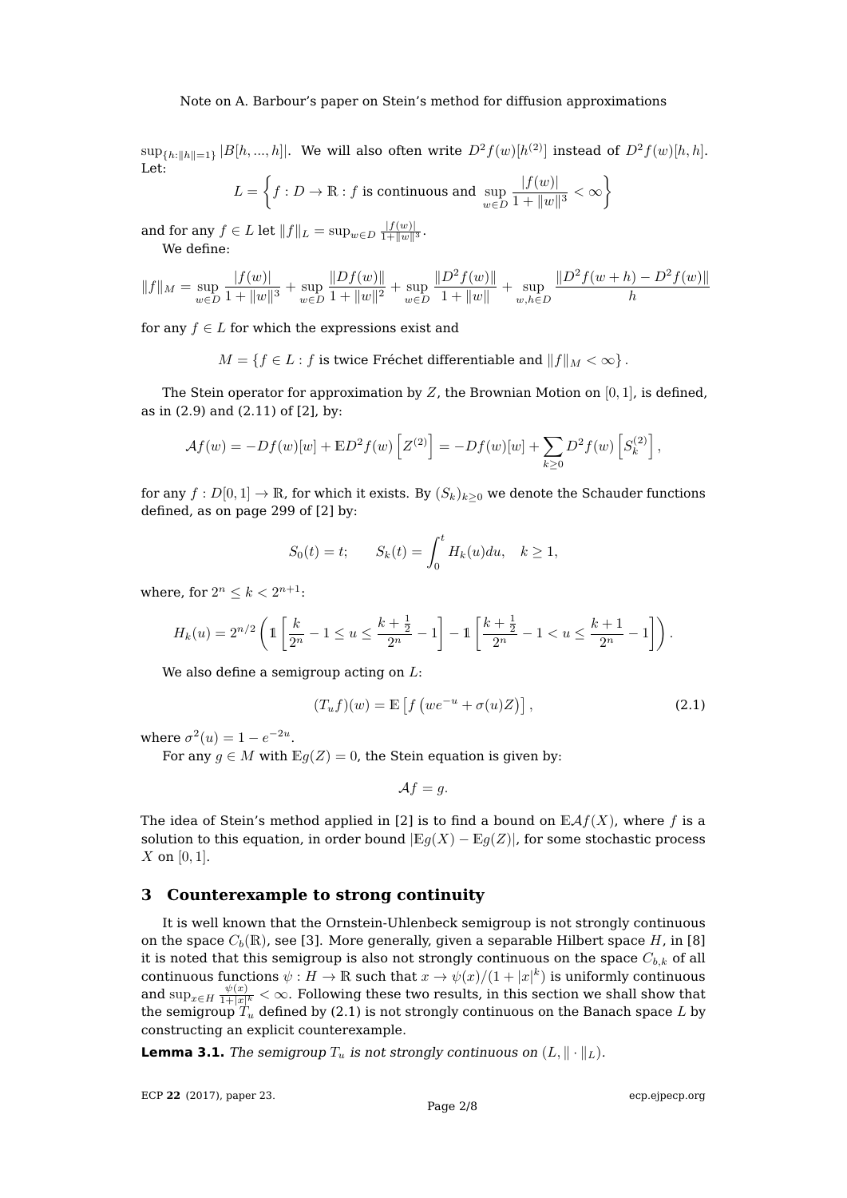$\sup_{\{h:\|h\|=1\}} |B[h,...,h]|$. We will also often write $D^2 f(w)[h^{(2)}]$ instead of $D^2 f(w)[h,h]$. Let:

$$L = \left\{ f : D \to \mathbb{R} : f \text{ is continuous and } \sup_{w\in D} \frac{|f(w)|}{1+\|w\|^3} < \infty \right\}$$

and for any $f \in L$ let $\|f\|_L = \sup_{w\in D} \frac{|f(w)|}{1+\|w\|^3}$.

We define:

$$\|f\|_M = \sup_{w\in D} \frac{|f(w)|}{1+\|w\|^3} + \sup_{w\in D} \frac{\|Df(w)\|}{1+\|w\|^2} + \sup_{w\in D} \frac{\|D^2 f(w)\|}{1+\|w\|} + \sup_{w,h\in D} \frac{\|D^2 f(w+h) - D^2 f(w)\|}{h}$$

for any $f \in L$ for which the expressions exist and

$$M = \{ f \in L : f \text{ is twice Fréchet differentiable and } \|f\|_M < \infty \}.$$

The Stein operator for approximation by $Z$, the Brownian Motion on $[0,1]$, is defined, as in (2.9) and (2.11) of [2], by:

$$\mathcal{A}f(w) = -Df(w)[w] + \mathbb{E}D^2 f(w)\left[Z^{(2)}\right] = -Df(w)[w] + \sum_{k\geq 0} D^2 f(w)\left[S_k^{(2)}\right],$$

for any $f : D[0,1] \to \mathbb{R}$, for which it exists. By $(S_k)_{k\geq 0}$ we denote the Schauder functions defined, as on page 299 of [2] by:

$$S_0(t) = t; \qquad S_k(t) = \int_0^t H_k(u)du, \quad k \geq 1,$$

where, for $2^n \leq k < 2^{n+1}$:

$$H_k(u) = 2^{n/2}\left( \mathbb{1}\left[\frac{k}{2^n} - 1 \leq u \leq \frac{k+\frac{1}{2}}{2^n} - 1\right] - \mathbb{1}\left[\frac{k+\frac{1}{2}}{2^n} - 1 < u \leq \frac{k+1}{2^n} - 1\right]\right).$$

We also define a semigroup acting on $L$:

$$(T_u f)(w) = \mathbb{E}\left[f\left(we^{-u} + \sigma(u)Z\right)\right], \tag{2.1}$$

where $\sigma^2(u) = 1 - e^{-2u}$.

For any $g \in M$ with $\mathbb{E}g(Z) = 0$, the Stein equation is given by:

$$\mathcal{A}f = g.$$

The idea of Stein's method applied in [2] is to find a bound on $\mathbb{E}\mathcal{A}f(X)$, where $f$ is a solution to this equation, in order bound $|\mathbb{E}g(X) - \mathbb{E}g(Z)|$, for some stochastic process $X$ on $[0,1]$.

## 3 Counterexample to strong continuity

It is well known that the Ornstein-Uhlenbeck semigroup is not strongly continuous on the space $C_b(\mathbb{R})$, see [3]. More generally, given a separable Hilbert space $H$, in [8] it is noted that this semigroup is also not strongly continuous on the space $C_{b,k}$ of all continuous functions $\psi : H \to \mathbb{R}$ such that $x \to \psi(x)/(1+|x|^k)$ is uniformly continuous and $\sup_{x\in H} \frac{\psi(x)}{1+|x|^k} < \infty$. Following these two results, in this section we shall show that the semigroup $T_u$ defined by (2.1) is not strongly continuous on the Banach space $L$ by constructing an explicit counterexample.

**Lemma 3.1.** *The semigroup $T_u$ is not strongly continuous on $(L, \|\cdot\|_L)$.*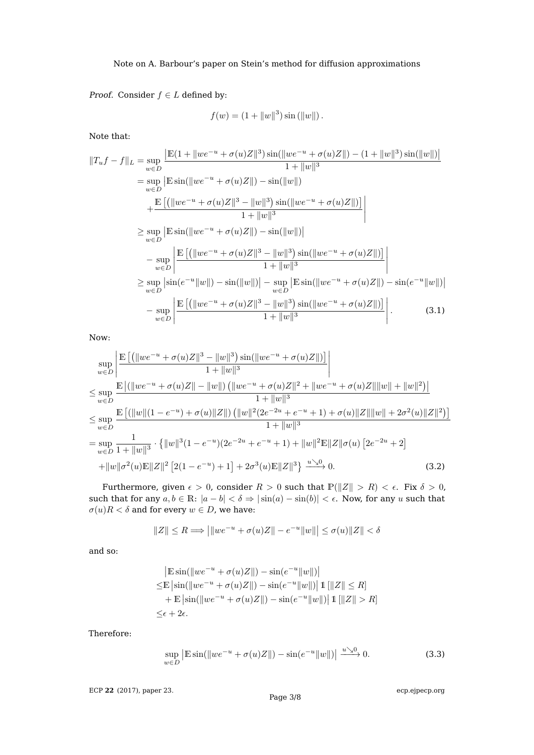*Proof.* Consider $f \in L$ defined by:

$$f(w) = (1 + \|w\|^3) \sin(\|w\|).$$

Note that:

$$\begin{aligned}
\|T_u f - f\|_L &= \sup_{w \in D} \frac{\left|\mathbb{E}(1 + \|we^{-u} + \sigma(u)Z\|^3) \sin(\|we^{-u} + \sigma(u)Z\|) - (1 + \|w\|^3) \sin(\|w\|)\right|}{1 + \|w\|^3} \\
&= \sup_{w \in D} \Big|\mathbb{E} \sin(\|we^{-u} + \sigma(u)Z\|) - \sin(\|w\|) \\
&\quad + \frac{\mathbb{E}\left[\left(\|we^{-u} + \sigma(u)Z\|^3 - \|w\|^3\right) \sin(\|we^{-u} + \sigma(u)Z\|)\right]}{1 + \|w\|^3}\Big| \\
&\geq \sup_{w \in D} \left|\mathbb{E} \sin(\|we^{-u} + \sigma(u)Z\|) - \sin(\|w\|)\right| \\
&\quad - \sup_{w \in D} \left|\frac{\mathbb{E}\left[\left(\|we^{-u} + \sigma(u)Z\|^3 - \|w\|^3\right) \sin(\|we^{-u} + \sigma(u)Z\|)\right]}{1 + \|w\|^3}\right| \\
&\geq \sup_{w \in D} \left|\sin(e^{-u}\|w\|) - \sin(\|w\|)\right| - \sup_{w \in D} \left|\mathbb{E} \sin(\|we^{-u} + \sigma(u)Z\|) - \sin(e^{-u}\|w\|)\right| \\
&\quad - \sup_{w \in D} \left|\frac{\mathbb{E}\left[\left(\|we^{-u} + \sigma(u)Z\|^3 - \|w\|^3\right) \sin(\|we^{-u} + \sigma(u)Z\|)\right]}{1 + \|w\|^3}\right|. \qquad (3.1)
\end{aligned}$$

Now:

$$\begin{aligned}
&\sup_{w \in D} \left|\frac{\mathbb{E}\left[\left(\|we^{-u} + \sigma(u)Z\|^3 - \|w\|^3\right) \sin(\|we^{-u} + \sigma(u)Z\|)\right]}{1 + \|w\|^3}\right| \\
&\leq \sup_{w \in D} \frac{\mathbb{E}\left|(\|we^{-u} + \sigma(u)Z\| - \|w\|) \left(\|we^{-u} + \sigma(u)Z\|^2 + \|we^{-u} + \sigma(u)Z\|\|w\| + \|w\|^2\right)\right|}{1 + \|w\|^3} \\
&\leq \sup_{w \in D} \frac{\mathbb{E}\left[(\|w\|(1 - e^{-u}) + \sigma(u)\|Z\|) \left(\|w\|^2(2e^{-2u} + e^{-u} + 1) + \sigma(u)\|Z\|\|w\| + 2\sigma^2(u)\|Z\|^2\right)\right]}{1 + \|w\|^3} \\
&= \sup_{w \in D} \frac{1}{1 + \|w\|^3} \cdot \left\{\|w\|^3(1 - e^{-u})(2e^{-2u} + e^{-u} + 1) + \|w\|^2 \mathbb{E}\|Z\|\sigma(u)\left[2e^{-2u} + 2\right]\right. \\
&\quad \left. + \|w\|\sigma^2(u)\mathbb{E}\|Z\|^2\left[2(1 - e^{-u}) + 1\right] + 2\sigma^3(u)\mathbb{E}\|Z\|^3\right\} \xrightarrow{u \searrow 0} 0. \qquad (3.2)
\end{aligned}$$

Furthermore, given $\epsilon > 0$, consider $R > 0$ such that $\mathbb{P}(\|Z\| > R) < \epsilon$. Fix $\delta > 0$, such that for any $a, b \in \mathbb{R}$: $|a - b| < \delta \Rightarrow |\sin(a) - \sin(b)| < \epsilon$. Now, for any $u$ such that $\sigma(u)R < \delta$ and for every $w \in D$, we have:

$$\|Z\| \leq R \Longrightarrow \left|\|we^{-u} + \sigma(u)Z\| - e^{-u}\|w\|\right| \leq \sigma(u)\|Z\| < \delta$$

and so:

$$\begin{aligned}
&\left|\mathbb{E} \sin(\|we^{-u} + \sigma(u)Z\|) - \sin(e^{-u}\|w\|)\right| \\
\leq &\mathbb{E}\left|\sin(\|we^{-u} + \sigma(u)Z\|) - \sin(e^{-u}\|w\|)\right| \mathbb{1}\left[\|Z\| \leq R\right] \\
&+ \mathbb{E}\left|\sin(\|we^{-u} + \sigma(u)Z\|) - \sin(e^{-u}\|w\|)\right| \mathbb{1}\left[\|Z\| > R\right] \\
\leq &\epsilon + 2\epsilon.
\end{aligned}$$

Therefore:

$$\sup_{w \in D} \left|\mathbb{E} \sin(\|we^{-u} + \sigma(u)Z\|) - \sin(e^{-u}\|w\|)\right| \xrightarrow{u \searrow 0} 0. \qquad (3.3)$$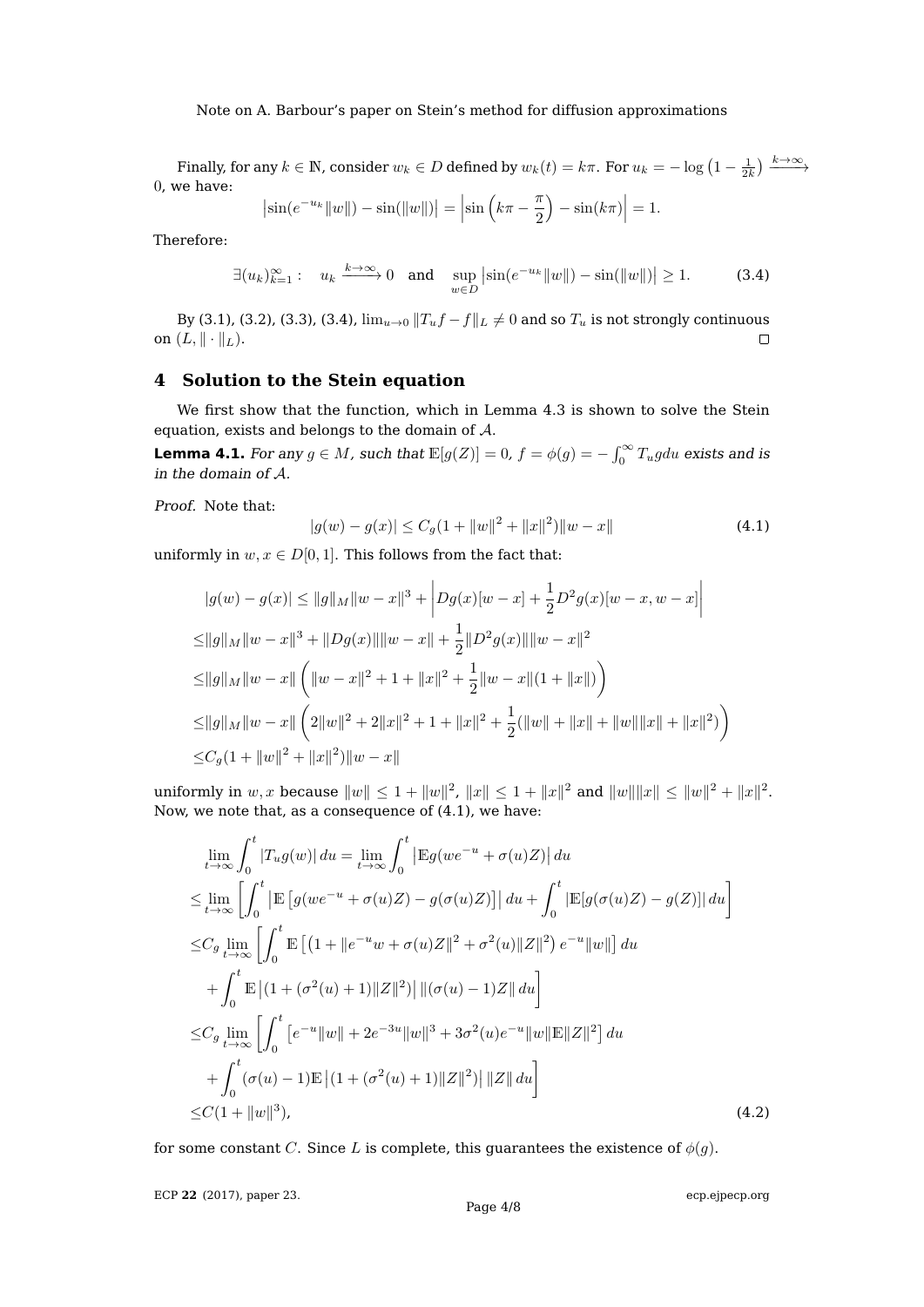Finally, for any $k \in \mathbb{N}$, consider $w_k \in D$ defined by $w_k(t) = k\pi$. For $u_k = -\log\left(1 - \frac{1}{2k}\right) \xrightarrow{k\to\infty} 0$, we have:

$$\left|\sin(e^{-u_k}\|w\|) - \sin(\|w\|)\right| = \left|\sin\left(k\pi - \frac{\pi}{2}\right) - \sin(k\pi)\right| = 1.$$

Therefore:

$$\exists (u_k)_{k=1}^{\infty}: \quad u_k \xrightarrow{k\to\infty} 0 \quad \text{and} \quad \sup_{w\in D}\left|\sin(e^{-u_k}\|w\|) - \sin(\|w\|)\right| \geq 1. \tag{3.4}$$

By (3.1), (3.2), (3.3), (3.4), $\lim_{u\to 0}\|T_u f - f\|_L \neq 0$ and so $T_u$ is not strongly continuous on $(L, \|\cdot\|_L)$. $\square$

## 4 Solution to the Stein equation

We first show that the function, which in Lemma 4.3 is shown to solve the Stein equation, exists and belongs to the domain of $\mathcal{A}$.

**Lemma 4.1.** *For any $g \in M$, such that $\mathbb{E}[g(Z)] = 0$, $f = \phi(g) = -\int_0^\infty T_u g du$ exists and is in the domain of $\mathcal{A}$.*

*Proof.* Note that:

$$|g(w) - g(x)| \leq C_g(1 + \|w\|^2 + \|x\|^2)\|w - x\| \tag{4.1}$$

uniformly in $w, x \in D[0,1]$. This follows from the fact that:

$$\begin{aligned}
&|g(w) - g(x)| \leq \|g\|_M\|w - x\|^3 + \left|Dg(x)[w-x] + \frac{1}{2}D^2g(x)[w-x, w-x]\right| \\
\leq &\|g\|_M\|w-x\|^3 + \|Dg(x)\|\|w-x\| + \frac{1}{2}\|D^2g(x)\|\|w-x\|^2 \\
\leq &\|g\|_M\|w-x\|\left(\|w-x\|^2 + 1 + \|x\|^2 + \frac{1}{2}\|w-x\|(1+\|x\|)\right) \\
\leq &\|g\|_M\|w-x\|\left(2\|w\|^2 + 2\|x\|^2 + 1 + \|x\|^2 + \frac{1}{2}(\|w\| + \|x\| + \|w\|\|x\| + \|x\|^2)\right) \\
\leq &C_g(1 + \|w\|^2 + \|x\|^2)\|w-x\|
\end{aligned}$$

uniformly in $w, x$ because $\|w\| \leq 1 + \|w\|^2$, $\|x\| \leq 1 + \|x\|^2$ and $\|w\|\|x\| \leq \|w\|^2 + \|x\|^2$. Now, we note that, as a consequence of (4.1), we have:

$$\begin{aligned}
&\lim_{t\to\infty}\int_0^t |T_u g(w)|\, du = \lim_{t\to\infty}\int_0^t \left|\mathbb{E}g(we^{-u} + \sigma(u)Z)\right| du \\
\leq &\lim_{t\to\infty}\left[\int_0^t \left|\mathbb{E}\left[g(we^{-u} + \sigma(u)Z) - g(\sigma(u)Z)\right]\right| du + \int_0^t |\mathbb{E}[g(\sigma(u)Z) - g(Z)]|\, du\right] \\
\leq &C_g \lim_{t\to\infty}\left[\int_0^t \mathbb{E}\left[\left(1 + \|e^{-u}w + \sigma(u)Z\|^2 + \sigma^2(u)\|Z\|^2\right)e^{-u}\|w\|\right] du\right. \\
&\left. + \int_0^t \mathbb{E}\left|(1 + (\sigma^2(u)+1)\|Z\|^2)\right| \|(\sigma(u) - 1)Z\|\, du\right] \\
\leq &C_g \lim_{t\to\infty}\left[\int_0^t \left[e^{-u}\|w\| + 2e^{-3u}\|w\|^3 + 3\sigma^2(u)e^{-u}\|w\|\mathbb{E}\|Z\|^2\right] du\right. \\
&\left. + \int_0^t (\sigma(u) - 1)\mathbb{E}\left|(1 + (\sigma^2(u)+1)\|Z\|^2)\right| \|Z\|\, du\right] \\
\leq &C(1 + \|w\|^3),
\end{aligned} \tag{4.2}$$

for some constant $C$. Since $L$ is complete, this guarantees the existence of $\phi(g)$.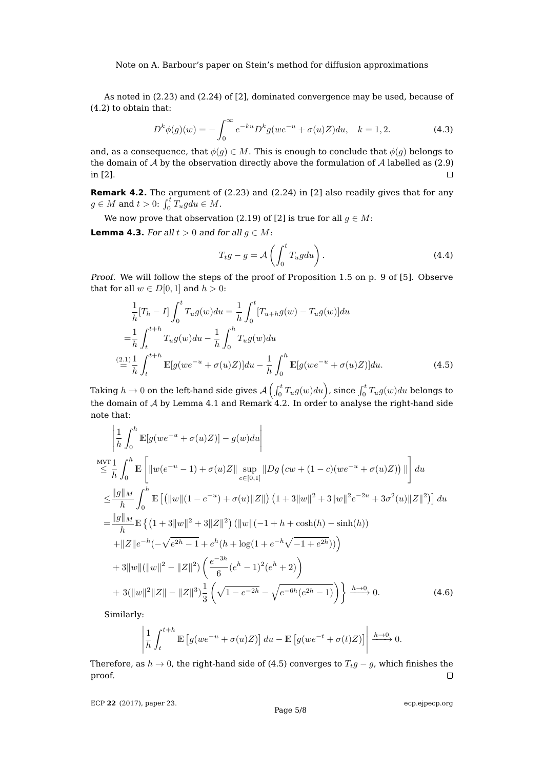As noted in (2.23) and (2.24) of [2], dominated convergence may be used, because of (4.2) to obtain that:

$$D^k\phi(g)(w) = -\int_0^\infty e^{-ku} D^k g(we^{-u} + \sigma(u)Z)du, \quad k = 1, 2. \tag{4.3}$$

and, as a consequence, that $\phi(g) \in M$. This is enough to conclude that $\phi(g)$ belongs to the domain of $\mathcal{A}$ by the observation directly above the formulation of $\mathcal{A}$ labelled as (2.9) in [2]. $\square$

**Remark 4.2.** The argument of (2.23) and (2.24) in [2] also readily gives that for any $g \in M$ and $t > 0$: $\int_0^t T_u g du \in M$.

We now prove that observation (2.19) of [2] is true for all $g \in M$:

**Lemma 4.3.** *For all $t > 0$ and for all $g \in M$:*

$$T_t g - g = \mathcal{A}\left(\int_0^t T_u g du\right). \tag{4.4}$$

*Proof.* We will follow the steps of the proof of Proposition 1.5 on p. 9 of [5]. Observe that for all $w \in D[0,1]$ and $h > 0$:

$$\begin{aligned}
&\frac{1}{h}[T_h - I]\int_0^t T_u g(w) du = \frac{1}{h}\int_0^t [T_{u+h}g(w) - T_u g(w)]du \\
=&\frac{1}{h}\int_t^{t+h} T_u g(w) du - \frac{1}{h}\int_0^h T_u g(w) du \\
\overset{(2.1)}{=}&\frac{1}{h}\int_t^{t+h} \mathbb{E}[g(we^{-u} + \sigma(u)Z)]du - \frac{1}{h}\int_0^h \mathbb{E}[g(we^{-u} + \sigma(u)Z)]du.
\end{aligned} \tag{4.5}$$

Taking $h \to 0$ on the left-hand side gives $\mathcal{A}\left(\int_0^t T_u g(w) du\right)$, since $\int_0^t T_u g(w) du$ belongs to the domain of $\mathcal{A}$ by Lemma 4.1 and Remark 4.2. In order to analyse the right-hand side note that:

$$\begin{aligned}
&\left|\frac{1}{h}\int_0^h \mathbb{E}[g(we^{-u} + \sigma(u)Z)] - g(w) du\right| \\
\overset{\text{MVT}}{\leq}&\frac{1}{h}\int_0^h \mathbb{E}\left[\|w(e^{-u} - 1) + \sigma(u)Z\| \sup_{c \in [0,1]} \|Dg\left(cw + (1-c)(we^{-u} + \sigma(u)Z)\right)\|\right] du \\
\leq&\frac{\|g\|_M}{h}\int_0^h \mathbb{E}\left[\left(\|w\|(1 - e^{-u}) + \sigma(u)\|Z\|\right)\left(1 + 3\|w\|^2 + 3\|w\|^2 e^{-2u} + 3\sigma^2(u)\|Z\|^2\right)\right] du \\
=&\frac{\|g\|_M}{h}\mathbb{E}\left\{\left(1 + 3\|w\|^2 + 3\|Z\|^2\right)\left(\|w\|(-1 + h + \cosh(h) - \sinh(h))\right.\right. \\
&\left. + \|Z\| e^{-h}(-\sqrt{e^{2h} - 1} + e^h(h + \log(1 + e^{-h}\sqrt{-1 + e^{2h}})))\right) \\
&+ 3\|w\|(\|w\|^2 - \|Z\|^2)\left(\frac{e^{-3h}}{6}(e^h - 1)^2(e^h + 2)\right) \\
&\left. + 3(\|w\|^2\|Z\| - \|Z\|^3)\frac{1}{3}\left(\sqrt{1 - e^{-2h}} - \sqrt{e^{-6h}(e^{2h} - 1)}\right)\right\} \xrightarrow{h \to 0} 0.
\end{aligned} \tag{4.6}$$

Similarly:

$$\left|\frac{1}{h}\int_t^{t+h} \mathbb{E}\left[g(we^{-u} + \sigma(u)Z)\right] du - \mathbb{E}\left[g(we^{-t} + \sigma(t)Z)\right]\right| \xrightarrow{h \to 0} 0.$$

Therefore, as $h \to 0$, the right-hand side of (4.5) converges to $T_t g - g$, which finishes the proof. $\square$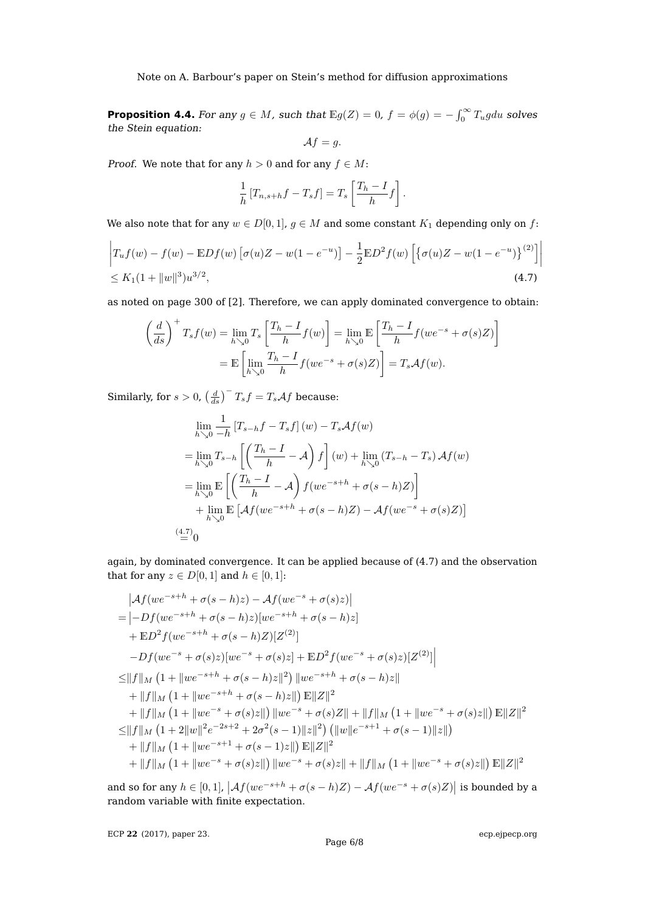**Proposition 4.4.** *For any $g \in M$, such that $\mathbb{E}g(Z) = 0$, $f = \phi(g) = -\int_0^\infty T_u g du$ solves the Stein equation:*

$$\mathcal{A}f = g.$$

*Proof.* We note that for any $h > 0$ and for any $f \in M$:

$$\frac{1}{h}\left[T_{n,s+h}f - T_s f\right] = T_s\left[\frac{T_h - I}{h}f\right].$$

We also note that for any $w \in D[0,1]$, $g \in M$ and some constant $K_1$ depending only on $f$:

$$\begin{aligned}
&\left|T_u f(w) - f(w) - \mathbb{E}Df(w)\left[\sigma(u)Z - w(1-e^{-u})\right] - \frac{1}{2}\mathbb{E}D^2 f(w)\left[\left\{\sigma(u)Z - w(1-e^{-u})\right\}^{(2)}\right]\right| \\
&\leq K_1(1 + \|w\|^3)u^{3/2},
\end{aligned} \tag{4.7}$$

as noted on page 300 of [2]. Therefore, we can apply dominated convergence to obtain:

$$\begin{aligned}
\left(\frac{d}{ds}\right)^+ T_s f(w) &= \lim_{h \searrow 0} T_s\left[\frac{T_h - I}{h}f(w)\right] = \lim_{h \searrow 0}\mathbb{E}\left[\frac{T_h - I}{h}f(we^{-s} + \sigma(s)Z)\right] \\
&= \mathbb{E}\left[\lim_{h\searrow 0}\frac{T_h - I}{h}f(we^{-s} + \sigma(s)Z)\right] = T_s\mathcal{A}f(w).
\end{aligned}$$

Similarly, for $s > 0$, $\left(\frac{d}{ds}\right)^- T_s f = T_s \mathcal{A}f$ because:

$$\begin{aligned}
&\lim_{h\searrow 0}\frac{1}{-h}\left[T_{s-h}f - T_s f\right](w) - T_s\mathcal{A}f(w) \\
&= \lim_{h\searrow 0} T_{s-h}\left[\left(\frac{T_h - I}{h} - \mathcal{A}\right)f\right](w) + \lim_{h\searrow 0}\left(T_{s-h} - T_s\right)\mathcal{A}f(w) \\
&= \lim_{h\searrow 0}\mathbb{E}\left[\left(\frac{T_h - I}{h} - \mathcal{A}\right)f(we^{-s+h} + \sigma(s-h)Z)\right] \\
&\quad + \lim_{h\searrow 0}\mathbb{E}\left[\mathcal{A}f(we^{-s+h} + \sigma(s-h)Z) - \mathcal{A}f(we^{-s} + \sigma(s)Z)\right] \\
&\overset{(4.7)}{=} 0
\end{aligned}$$

again, by dominated convergence. It can be applied because of (4.7) and the observation that for any $z \in D[0,1]$ and $h \in [0,1]$:

$$\begin{aligned}
&\left|\mathcal{A}f(we^{-s+h} + \sigma(s-h)z) - \mathcal{A}f(we^{-s} + \sigma(s)z)\right| \\
=&\Big|-Df(we^{-s+h} + \sigma(s-h)z)[we^{-s+h} + \sigma(s-h)z] \\
&+ \mathbb{E}D^2 f(we^{-s+h} + \sigma(s-h)Z)[Z^{(2)}] \\
&- Df(we^{-s} + \sigma(s)z)[we^{-s} + \sigma(s)z] + \mathbb{E}D^2 f(we^{-s} + \sigma(s)z)[Z^{(2)}]\Big| \\
\leq&\|f\|_M\left(1 + \|we^{-s+h} + \sigma(s-h)z\|^2\right)\|we^{-s+h} + \sigma(s-h)z\| \\
&+ \|f\|_M\left(1 + \|we^{-s+h} + \sigma(s-h)z\|\right)\mathbb{E}\|Z\|^2 \\
&+ \|f\|_M\left(1 + \|we^{-s} + \sigma(s)z\|\right)\|we^{-s} + \sigma(s)Z\| + \|f\|_M\left(1 + \|we^{-s} + \sigma(s)z\|\right)\mathbb{E}\|Z\|^2 \\
\leq&\|f\|_M\left(1 + 2\|w\|^2 e^{-2s+2} + 2\sigma^2(s-1)\|z\|^2\right)\left(\|w\|e^{-s+1} + \sigma(s-1)\|z\|\right) \\
&+ \|f\|_M\left(1 + \|we^{-s+1} + \sigma(s-1)z\|\right)\mathbb{E}\|Z\|^2 \\
&+ \|f\|_M\left(1 + \|we^{-s} + \sigma(s)z\|\right)\|we^{-s} + \sigma(s)z\| + \|f\|_M\left(1 + \|we^{-s} + \sigma(s)z\|\right)\mathbb{E}\|Z\|^2
\end{aligned}$$

and so for any $h \in [0,1]$, $\left|\mathcal{A}f(we^{-s+h} + \sigma(s-h)Z) - \mathcal{A}f(we^{-s} + \sigma(s)Z)\right|$ is bounded by a random variable with finite expectation.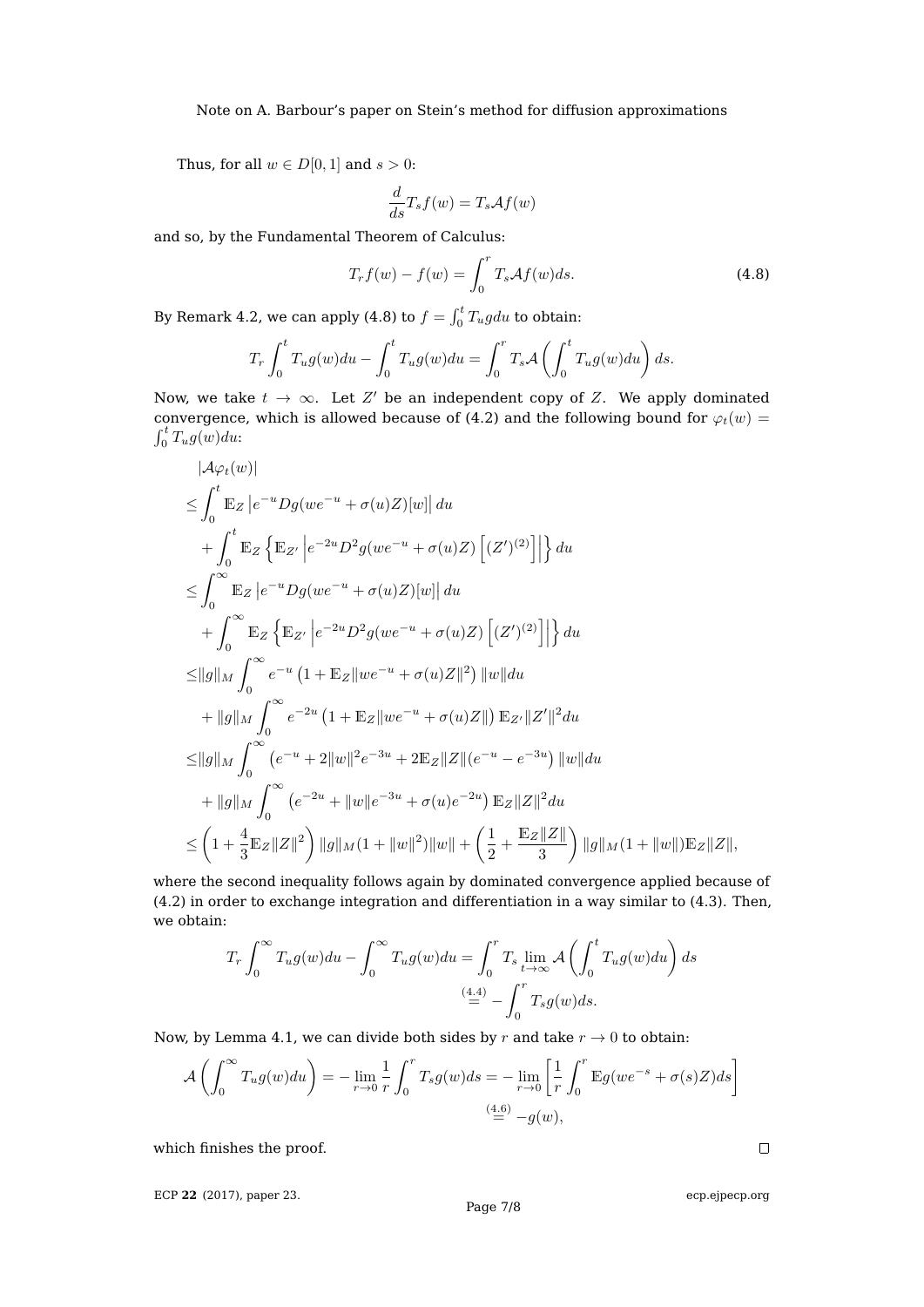Thus, for all $w \in D[0,1]$ and $s > 0$:

$$\frac{d}{ds} T_s f(w) = T_s \mathcal{A} f(w)$$

and so, by the Fundamental Theorem of Calculus:

$$T_r f(w) - f(w) = \int_0^r T_s \mathcal{A} f(w) ds. \tag{4.8}$$

By Remark 4.2, we can apply (4.8) to $f = \int_0^t T_u g du$ to obtain:

$$T_r \int_0^t T_u g(w) du - \int_0^t T_u g(w) du = \int_0^r T_s \mathcal{A} \left( \int_0^t T_u g(w) du \right) ds.$$

Now, we take $t \to \infty$. Let $Z'$ be an independent copy of $Z$. We apply dominated convergence, which is allowed because of (4.2) and the following bound for $\varphi_t(w) = \int_0^t T_u g(w) du$:

$$\begin{aligned}
&|\mathcal{A}\varphi_t(w)| \\
\le& \int_0^t \mathbb{E}_Z \left| e^{-u} Dg(we^{-u} + \sigma(u)Z)[w] \right| du \\
&+ \int_0^t \mathbb{E}_Z \left\{ \mathbb{E}_{Z'} \left| e^{-2u} D^2 g(we^{-u} + \sigma(u)Z) \left[ (Z')^{(2)} \right] \right| \right\} du \\
\le& \int_0^\infty \mathbb{E}_Z \left| e^{-u} Dg(we^{-u} + \sigma(u)Z)[w] \right| du \\
&+ \int_0^\infty \mathbb{E}_Z \left\{ \mathbb{E}_{Z'} \left| e^{-2u} D^2 g(we^{-u} + \sigma(u)Z) \left[ (Z')^{(2)} \right] \right| \right\} du \\
\le& \|g\|_M \int_0^\infty e^{-u} \left( 1 + \mathbb{E}_Z \|we^{-u} + \sigma(u)Z\|^2 \right) \|w\| du \\
&+ \|g\|_M \int_0^\infty e^{-2u} \left( 1 + \mathbb{E}_Z \|we^{-u} + \sigma(u)Z\| \right) \mathbb{E}_{Z'} \|Z'\|^2 du \\
\le& \|g\|_M \int_0^\infty \left( e^{-u} + 2\|w\|^2 e^{-3u} + 2\mathbb{E}_Z \|Z\| (e^{-u} - e^{-3u} \right) \|w\| du \\
&+ \|g\|_M \int_0^\infty \left( e^{-2u} + \|w\| e^{-3u} + \sigma(u) e^{-2u} \right) \mathbb{E}_Z \|Z\|^2 du \\
\le& \left( 1 + \frac{4}{3} \mathbb{E}_Z \|Z\|^2 \right) \|g\|_M (1 + \|w\|^2) \|w\| + \left( \frac{1}{2} + \frac{\mathbb{E}_Z \|Z\|}{3} \right) \|g\|_M (1 + \|w\|) \mathbb{E}_Z \|Z\|,
\end{aligned}$$

where the second inequality follows again by dominated convergence applied because of (4.2) in order to exchange integration and differentiation in a way similar to (4.3). Then, we obtain:

$$\begin{aligned}
T_r \int_0^\infty T_u g(w) du - \int_0^\infty T_u g(w) du &= \int_0^r T_s \lim_{t \to \infty} \mathcal{A} \left( \int_0^t T_u g(w) du \right) ds \\
&\overset{(4.4)}{=} - \int_0^r T_s g(w) ds.
\end{aligned}$$

Now, by Lemma 4.1, we can divide both sides by $r$ and take $r \to 0$ to obtain:

$$\begin{aligned}
\mathcal{A} \left( \int_0^\infty T_u g(w) du \right) = - \lim_{r \to 0} \frac{1}{r} \int_0^r T_s g(w) ds &= - \lim_{r \to 0} \left[ \frac{1}{r} \int_0^r \mathbb{E} g(we^{-s} + \sigma(s) Z) ds \right] \\
&\overset{(4.6)}{=} -g(w),
\end{aligned}$$

which finishes the proof. $\square$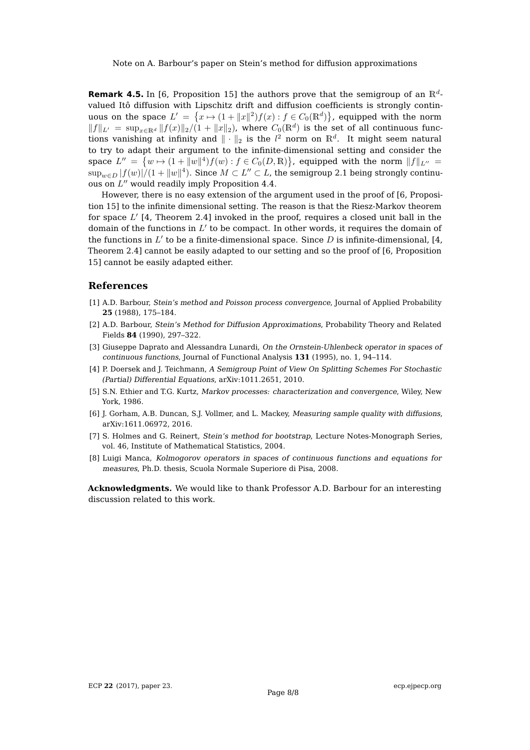**Remark 4.5.** In [6, Proposition 15] the authors prove that the semigroup of an $\mathbb{R}^d$-valued Itô diffusion with Lipschitz drift and diffusion coefficients is strongly continuous on the space $L' = \{x \mapsto (1 + \|x\|^2)f(x) : f \in C_0(\mathbb{R}^d)\}$, equipped with the norm $\|f\|_{L'} = \sup_{x \in \mathbb{R}^d} \|f(x)\|_2/(1 + \|x\|_2)$, where $C_0(\mathbb{R}^d)$ is the set of all continuous functions vanishing at infinity and $\|\cdot\|_2$ is the $l^2$ norm on $\mathbb{R}^d$. It might seem natural to try to adapt their argument to the infinite-dimensional setting and consider the space $L'' = \{w \mapsto (1 + \|w\|^4)f(w) : f \in C_0(D, \mathbb{R})\}$, equipped with the norm $\|f\|_{L''} = \sup_{w \in D} |f(w)|/(1 + \|w\|^4)$. Since $M \subset L'' \subset L$, the semigroup 2.1 being strongly continuous on $L''$ would readily imply Proposition 4.4.

However, there is no easy extension of the argument used in the proof of [6, Proposition 15] to the infinite dimensional setting. The reason is that the Riesz-Markov theorem for space $L'$ [4, Theorem 2.4] invoked in the proof, requires a closed unit ball in the domain of the functions in $L'$ to be compact. In other words, it requires the domain of the functions in $L'$ to be a finite-dimensional space. Since $D$ is infinite-dimensional, [4, Theorem 2.4] cannot be easily adapted to our setting and so the proof of [6, Proposition 15] cannot be easily adapted either.

## References

[1] A.D. Barbour, *Stein's method and Poisson process convergence*, Journal of Applied Probability **25** (1988), 175–184.

[2] A.D. Barbour, *Stein's Method for Diffusion Approximations*, Probability Theory and Related Fields **84** (1990), 297–322.

[3] Giuseppe Daprato and Alessandra Lunardi, *On the Ornstein-Uhlenbeck operator in spaces of continuous functions*, Journal of Functional Analysis **131** (1995), no. 1, 94–114.

[4] P. Doersek and J. Teichmann, *A Semigroup Point of View On Splitting Schemes For Stochastic (Partial) Differential Equations*, arXiv:1011.2651, 2010.

[5] S.N. Ethier and T.G. Kurtz, *Markov processes: characterization and convergence*, Wiley, New York, 1986.

[6] J. Gorham, A.B. Duncan, S.J. Vollmer, and L. Mackey, *Measuring sample quality with diffusions*, arXiv:1611.06972, 2016.

[7] S. Holmes and G. Reinert, *Stein's method for bootstrap*, Lecture Notes-Monograph Series, vol. 46, Institute of Mathematical Statistics, 2004.

[8] Luigi Manca, *Kolmogorov operators in spaces of continuous functions and equations for measures*, Ph.D. thesis, Scuola Normale Superiore di Pisa, 2008.

**Acknowledgments.** We would like to thank Professor A.D. Barbour for an interesting discussion related to this work.